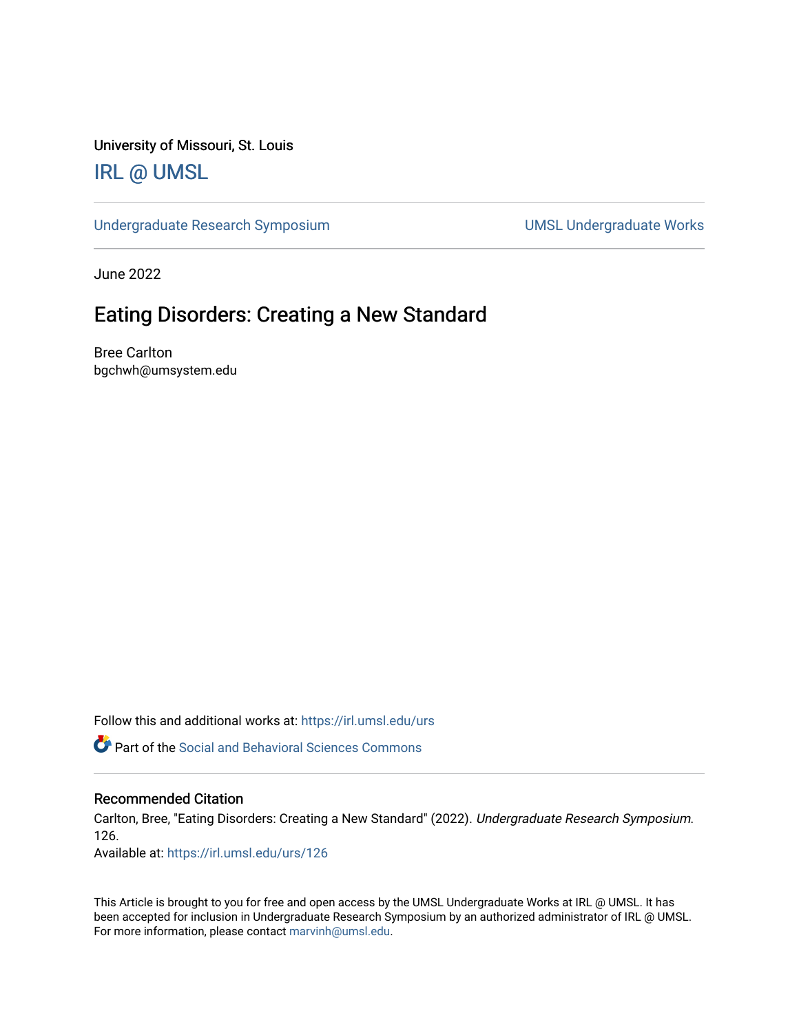University of Missouri, St. Louis

# IRL @ UMSL

Undergraduate Research Symposium | UMSL Undergraduate Works

June 2022

## Eating Disorders: Creating a New Standard

Bree Carlton
bgchwh@umsystem.edu

Follow this and additional works at: https://irl.umsl.edu/urs

Part of the Social and Behavioral Sciences Commons

### Recommended Citation

Carlton, Bree, "Eating Disorders: Creating a New Standard" (2022). *Undergraduate Research Symposium*. 126.
Available at: https://irl.umsl.edu/urs/126

This Article is brought to you for free and open access by the UMSL Undergraduate Works at IRL @ UMSL. It has been accepted for inclusion in Undergraduate Research Symposium by an authorized administrator of IRL @ UMSL. For more information, please contact marvinh@umsl.edu.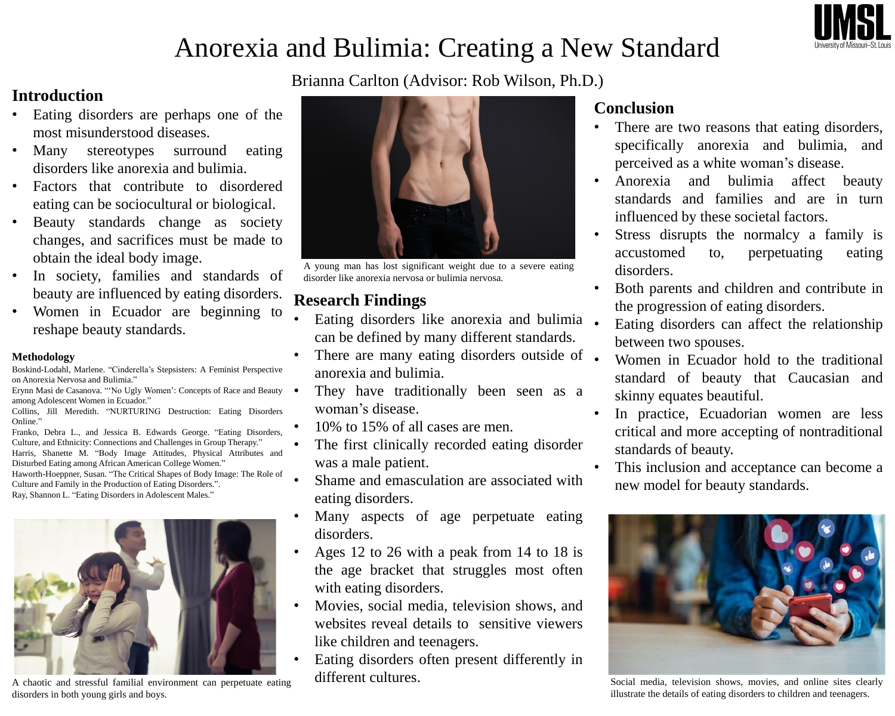# Anorexia and Bulimia: Creating a New Standard

Brianna Carlton (Advisor: Rob Wilson, Ph.D.)

## Introduction

- Eating disorders are perhaps one of the most misunderstood diseases.
- Many stereotypes surround eating disorders like anorexia and bulimia.
- Factors that contribute to disordered eating can be sociocultural or biological.
- Beauty standards change as society changes, and sacrifices must be made to obtain the ideal body image.
- In society, families and standards of beauty are influenced by eating disorders.
- Women in Ecuador are beginning to reshape beauty standards.

### Methodology

Boskind-Lodahl, Marlene. "Cinderella's Stepsisters: A Feminist Perspective on Anorexia Nervosa and Bulimia."

Erynn Masi de Casanova. "'No Ugly Women': Concepts of Race and Beauty among Adolescent Women in Ecuador."

Collins, Jill Meredith. "NURTURING Destruction: Eating Disorders Online."

Franko, Debra L., and Jessica B. Edwards George. "Eating Disorders, Culture, and Ethnicity: Connections and Challenges in Group Therapy."

Harris, Shanette M. "Body Image Attitudes, Physical Attributes and Disturbed Eating among African American College Women."

Haworth-Hoeppner, Susan. "The Critical Shapes of Body Image: The Role of Culture and Family in the Production of Eating Disorders.".

Ray, Shannon L. "Eating Disorders in Adolescent Males."

A chaotic and stressful familial environment can perpetuate eating disorders in both young girls and boys.

A young man has lost significant weight due to a severe eating disorder like anorexia nervosa or bulimia nervosa.

## Research Findings

- Eating disorders like anorexia and bulimia can be defined by many different standards.
- There are many eating disorders outside of anorexia and bulimia.
- They have traditionally been seen as a woman's disease.
- 10% to 15% of all cases are men.
- The first clinically recorded eating disorder was a male patient.
- Shame and emasculation are associated with eating disorders.
- Many aspects of age perpetuate eating disorders.
- Ages 12 to 26 with a peak from 14 to 18 is the age bracket that struggles most often with eating disorders.
- Movies, social media, television shows, and websites reveal details to sensitive viewers like children and teenagers.
- Eating disorders often present differently in different cultures.

## Conclusion

- There are two reasons that eating disorders, specifically anorexia and bulimia, and perceived as a white woman's disease.
- Anorexia and bulimia affect beauty standards and families and are in turn influenced by these societal factors.
- Stress disrupts the normalcy a family is accustomed to, perpetuating eating disorders.
- Both parents and children and contribute in the progression of eating disorders.
- Eating disorders can affect the relationship between two spouses.
- Women in Ecuador hold to the traditional standard of beauty that Caucasian and skinny equates beautiful.
- In practice, Ecuadorian women are less critical and more accepting of nontraditional standards of beauty.
- This inclusion and acceptance can become a new model for beauty standards.

Social media, television shows, movies, and online sites clearly illustrate the details of eating disorders to children and teenagers.